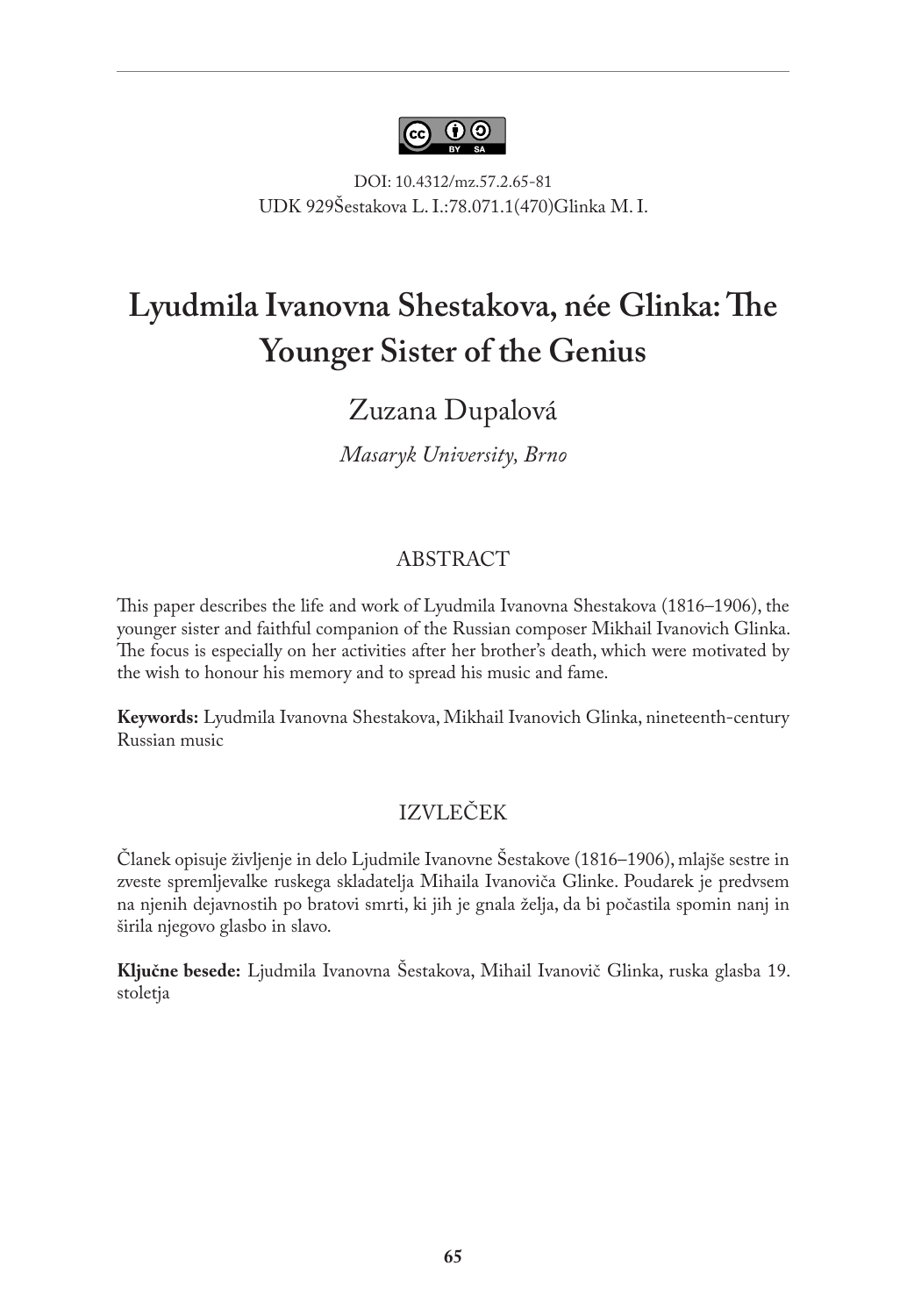DOI: 10.4312/mz.57.2.65-81
UDK 929Šestakova L. I.:78.071.1(470)Glinka M. I.

# Lyudmila Ivanovna Shestakova, née Glinka: The Younger Sister of the Genius

Zuzana Dupalová

*Masaryk University, Brno*

## ABSTRACT

This paper describes the life and work of Lyudmila Ivanovna Shestakova (1816–1906), the younger sister and faithful companion of the Russian composer Mikhail Ivanovich Glinka. The focus is especially on her activities after her brother's death, which were motivated by the wish to honour his memory and to spread his music and fame.

**Keywords:** Lyudmila Ivanovna Shestakova, Mikhail Ivanovich Glinka, nineteenth-century Russian music

## IZVLEČEK

Članek opisuje življenje in delo Ljudmile Ivanovne Šestakove (1816–1906), mlajše sestre in zveste spremljevalke ruskega skladatelja Mihaila Ivanoviča Glinke. Poudarek je predvsem na njenih dejavnostih po bratovi smrti, ki jih je gnala želja, da bi počastila spomin nanj in širila njegovo glasbo in slavo.

**Ključne besede:** Ljudmila Ivanovna Šestakova, Mihail Ivanovič Glinka, ruska glasba 19. stoletja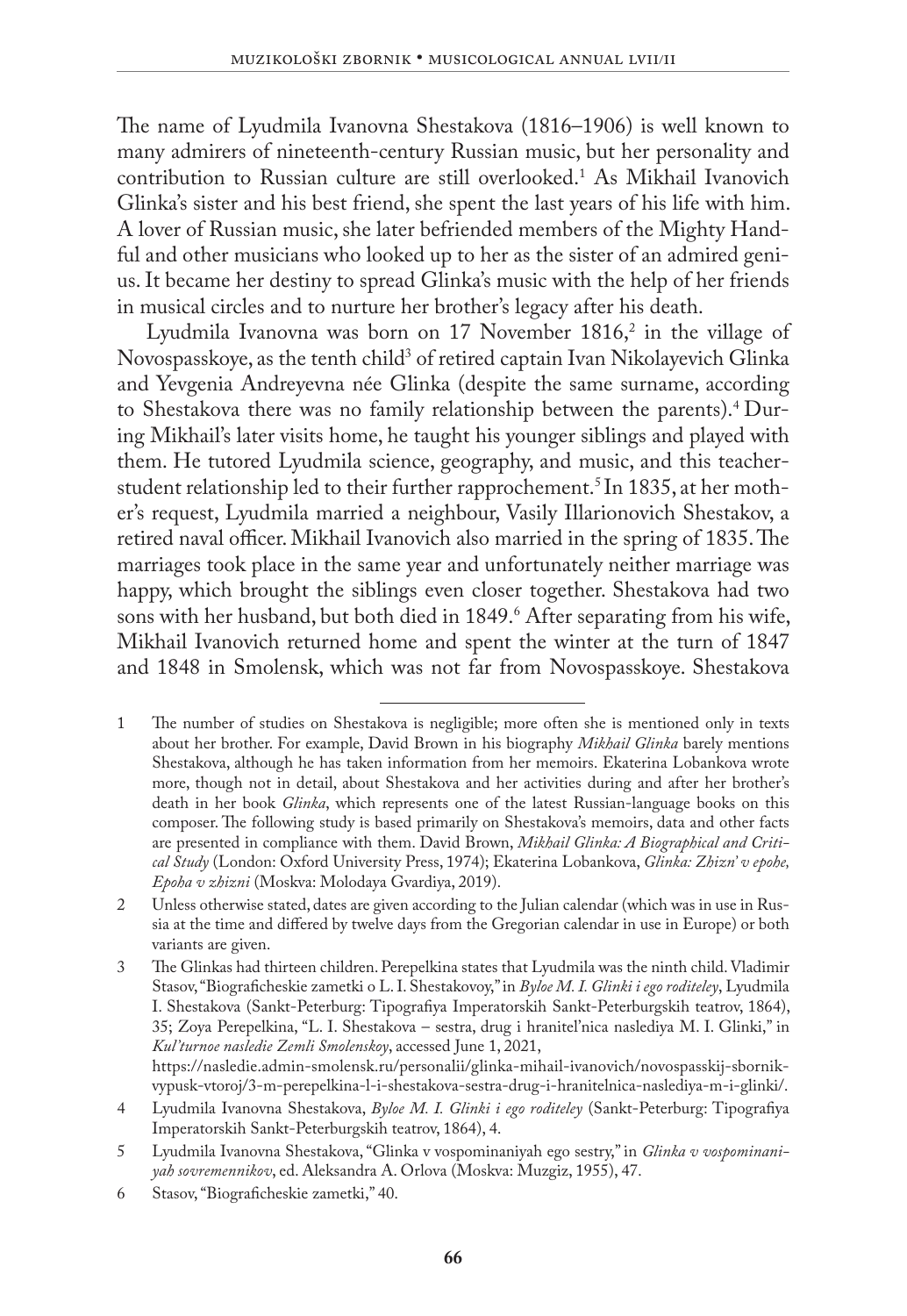The name of Lyudmila Ivanovna Shestakova (1816–1906) is well known to many admirers of nineteenth-century Russian music, but her personality and contribution to Russian culture are still overlooked.[1] As Mikhail Ivanovich Glinka's sister and his best friend, she spent the last years of his life with him. A lover of Russian music, she later befriended members of the Mighty Handful and other musicians who looked up to her as the sister of an admired genius. It became her destiny to spread Glinka's music with the help of her friends in musical circles and to nurture her brother's legacy after his death.

Lyudmila Ivanovna was born on 17 November 1816,[2] in the village of Novospasskoye, as the tenth child[3] of retired captain Ivan Nikolayevich Glinka and Yevgenia Andreyevna née Glinka (despite the same surname, according to Shestakova there was no family relationship between the parents).[4] During Mikhail's later visits home, he taught his younger siblings and played with them. He tutored Lyudmila science, geography, and music, and this teacher-student relationship led to their further rapprochement.[5] In 1835, at her mother's request, Lyudmila married a neighbour, Vasily Illarionovich Shestakov, a retired naval officer. Mikhail Ivanovich also married in the spring of 1835. The marriages took place in the same year and unfortunately neither marriage was happy, which brought the siblings even closer together. Shestakova had two sons with her husband, but both died in 1849.[6] After separating from his wife, Mikhail Ivanovich returned home and spent the winter at the turn of 1847 and 1848 in Smolensk, which was not far from Novospasskoye. Shestakova

---

1 The number of studies on Shestakova is negligible; more often she is mentioned only in texts about her brother. For example, David Brown in his biography *Mikhail Glinka* barely mentions Shestakova, although he has taken information from her memoirs. Ekaterina Lobankova wrote more, though not in detail, about Shestakova and her activities during and after her brother's death in her book *Glinka*, which represents one of the latest Russian-language books on this composer. The following study is based primarily on Shestakova's memoirs, data and other facts are presented in compliance with them. David Brown, *Mikhail Glinka: A Biographical and Critical Study* (London: Oxford University Press, 1974); Ekaterina Lobankova, *Glinka: Zhizn' v epohe, Epoha v zhizni* (Moskva: Molodaya Gvardiya, 2019).

2 Unless otherwise stated, dates are given according to the Julian calendar (which was in use in Russia at the time and differed by twelve days from the Gregorian calendar in use in Europe) or both variants are given.

3 The Glinkas had thirteen children. Perepelkina states that Lyudmila was the ninth child. Vladimir Stasov, "Biograficheskie zametki o L. I. Shestakovoy," in *Byloe M. I. Glinki i ego roditeley*, Lyudmila I. Shestakova (Sankt-Peterburg: Tipografiya Imperatorskih Sankt-Peterburgskih teatrov, 1864), 35; Zoya Perepelkina, "L. I. Shestakova – sestra, drug i hranitel'nica naslediya M. I. Glinki," in *Kul'turnoe nasledie Zemli Smolenskoy*, accessed June 1, 2021, https://nasledie.admin-smolensk.ru/personalii/glinka-mihail-ivanovich/novospasskij-sbornik-vypusk-vtoroj/3-m-perepelkina-l-i-shestakova-sestra-drug-i-hranitelnica-naslediya-m-i-glinki/.

4 Lyudmila Ivanovna Shestakova, *Byloe M. I. Glinki i ego roditeley* (Sankt-Peterburg: Tipografiya Imperatorskih Sankt-Peterburgskih teatrov, 1864), 4.

5 Lyudmila Ivanovna Shestakova, "Glinka v vospominaniyah ego sestry," in *Glinka v vospominaniyah sovremennikov*, ed. Aleksandra A. Orlova (Moskva: Muzgiz, 1955), 47.

6 Stasov, "Biograficheskie zametki," 40.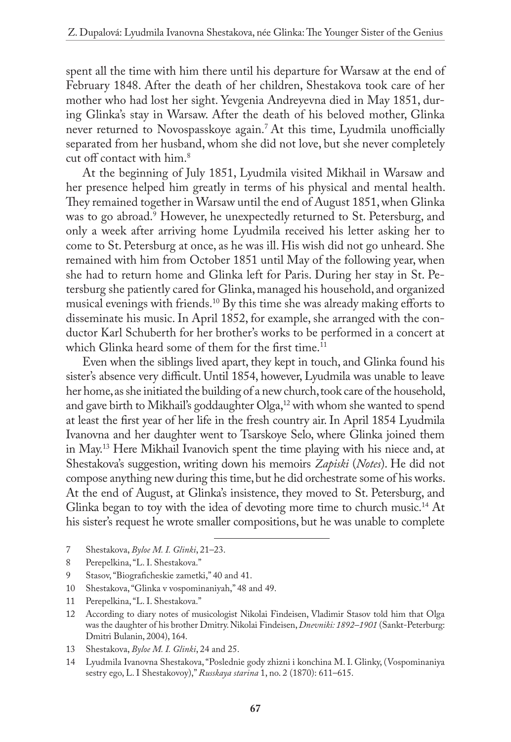spent all the time with him there until his departure for Warsaw at the end of February 1848. After the death of her children, Shestakova took care of her mother who had lost her sight. Yevgenia Andreyevna died in May 1851, during Glinka's stay in Warsaw. After the death of his beloved mother, Glinka never returned to Novospasskoye again.[7] At this time, Lyudmila unofficially separated from her husband, whom she did not love, but she never completely cut off contact with him.[8]

At the beginning of July 1851, Lyudmila visited Mikhail in Warsaw and her presence helped him greatly in terms of his physical and mental health. They remained together in Warsaw until the end of August 1851, when Glinka was to go abroad.[9] However, he unexpectedly returned to St. Petersburg, and only a week after arriving home Lyudmila received his letter asking her to come to St. Petersburg at once, as he was ill. His wish did not go unheard. She remained with him from October 1851 until May of the following year, when she had to return home and Glinka left for Paris. During her stay in St. Petersburg she patiently cared for Glinka, managed his household, and organized musical evenings with friends.[10] By this time she was already making efforts to disseminate his music. In April 1852, for example, she arranged with the conductor Karl Schuberth for her brother's works to be performed in a concert at which Glinka heard some of them for the first time.[11]

Even when the siblings lived apart, they kept in touch, and Glinka found his sister's absence very difficult. Until 1854, however, Lyudmila was unable to leave her home, as she initiated the building of a new church, took care of the household, and gave birth to Mikhail's goddaughter Olga,[12] with whom she wanted to spend at least the first year of her life in the fresh country air. In April 1854 Lyudmila Ivanovna and her daughter went to Tsarskoye Selo, where Glinka joined them in May.[13] Here Mikhail Ivanovich spent the time playing with his niece and, at Shestakova's suggestion, writing down his memoirs *Zapiski* (*Notes*). He did not compose anything new during this time, but he did orchestrate some of his works. At the end of August, at Glinka's insistence, they moved to St. Petersburg, and Glinka began to toy with the idea of devoting more time to church music.[14] At his sister's request he wrote smaller compositions, but he was unable to complete

7 Shestakova, *Byloe M. I. Glinki*, 21–23.

8 Perepelkina, "L. I. Shestakova."

9 Stasov, "Biograficheskie zametki," 40 and 41.

10 Shestakova, "Glinka v vospominaniyah," 48 and 49.

11 Perepelkina, "L. I. Shestakova."

12 According to diary notes of musicologist Nikolai Findeisen, Vladimir Stasov told him that Olga was the daughter of his brother Dmitry. Nikolai Findeisen, *Dnevniki: 1892–1901* (Sankt-Peterburg: Dmitri Bulanin, 2004), 164.

13 Shestakova, *Byloe M. I. Glinki*, 24 and 25.

14 Lyudmila Ivanovna Shestakova, "Poslednie gody zhizni i konchina M. I. Glinky, (Vospominaniya sestry ego, L. I Shestakovoy)," *Russkaya starina* 1, no. 2 (1870): 611–615.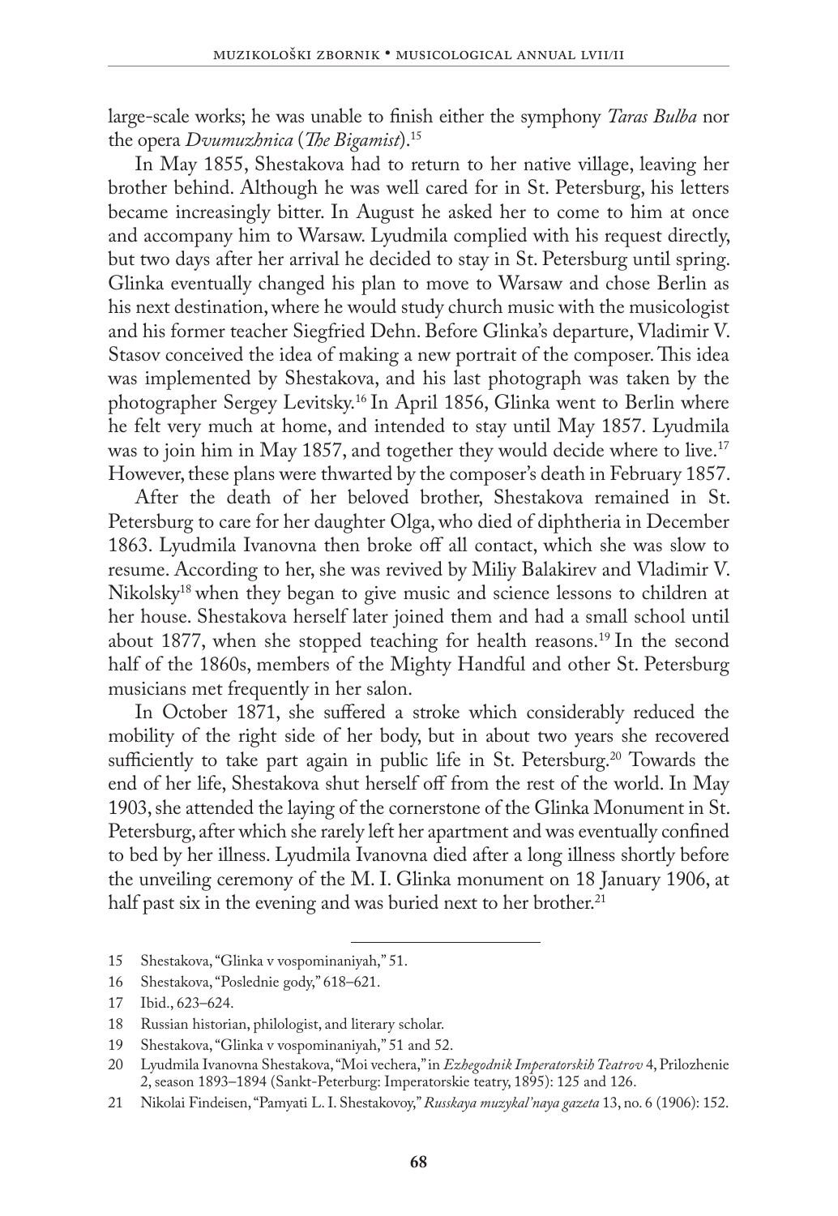large-scale works; he was unable to finish either the symphony *Taras Bulba* nor the opera *Dvumuzhnica* (*The Bigamist*).[15]

In May 1855, Shestakova had to return to her native village, leaving her brother behind. Although he was well cared for in St. Petersburg, his letters became increasingly bitter. In August he asked her to come to him at once and accompany him to Warsaw. Lyudmila complied with his request directly, but two days after her arrival he decided to stay in St. Petersburg until spring. Glinka eventually changed his plan to move to Warsaw and chose Berlin as his next destination, where he would study church music with the musicologist and his former teacher Siegfried Dehn. Before Glinka's departure, Vladimir V. Stasov conceived the idea of making a new portrait of the composer. This idea was implemented by Shestakova, and his last photograph was taken by the photographer Sergey Levitsky.[16] In April 1856, Glinka went to Berlin where he felt very much at home, and intended to stay until May 1857. Lyudmila was to join him in May 1857, and together they would decide where to live.[17] However, these plans were thwarted by the composer's death in February 1857.

After the death of her beloved brother, Shestakova remained in St. Petersburg to care for her daughter Olga, who died of diphtheria in December 1863. Lyudmila Ivanovna then broke off all contact, which she was slow to resume. According to her, she was revived by Miliy Balakirev and Vladimir V. Nikolsky[18] when they began to give music and science lessons to children at her house. Shestakova herself later joined them and had a small school until about 1877, when she stopped teaching for health reasons.[19] In the second half of the 1860s, members of the Mighty Handful and other St. Petersburg musicians met frequently in her salon.

In October 1871, she suffered a stroke which considerably reduced the mobility of the right side of her body, but in about two years she recovered sufficiently to take part again in public life in St. Petersburg.[20] Towards the end of her life, Shestakova shut herself off from the rest of the world. In May 1903, she attended the laying of the cornerstone of the Glinka Monument in St. Petersburg, after which she rarely left her apartment and was eventually confined to bed by her illness. Lyudmila Ivanovna died after a long illness shortly before the unveiling ceremony of the M. I. Glinka monument on 18 January 1906, at half past six in the evening and was buried next to her brother.[21]

---

15 Shestakova, "Glinka v vospominaniyah," 51.

16 Shestakova, "Poslednie gody," 618–621.

17 Ibid., 623–624.

18 Russian historian, philologist, and literary scholar.

19 Shestakova, "Glinka v vospominaniyah," 51 and 52.

20 Lyudmila Ivanovna Shestakova, "Moi vechera," in *Ezhegodnik Imperatorskih Teatrov* 4, Prilozhenie 2, season 1893–1894 (Sankt-Peterburg: Imperatorskie teatry, 1895): 125 and 126.

21 Nikolai Findeisen, "Pamyati L. I. Shestakovoy," *Russkaya muzykal'naya gazeta* 13, no. 6 (1906): 152.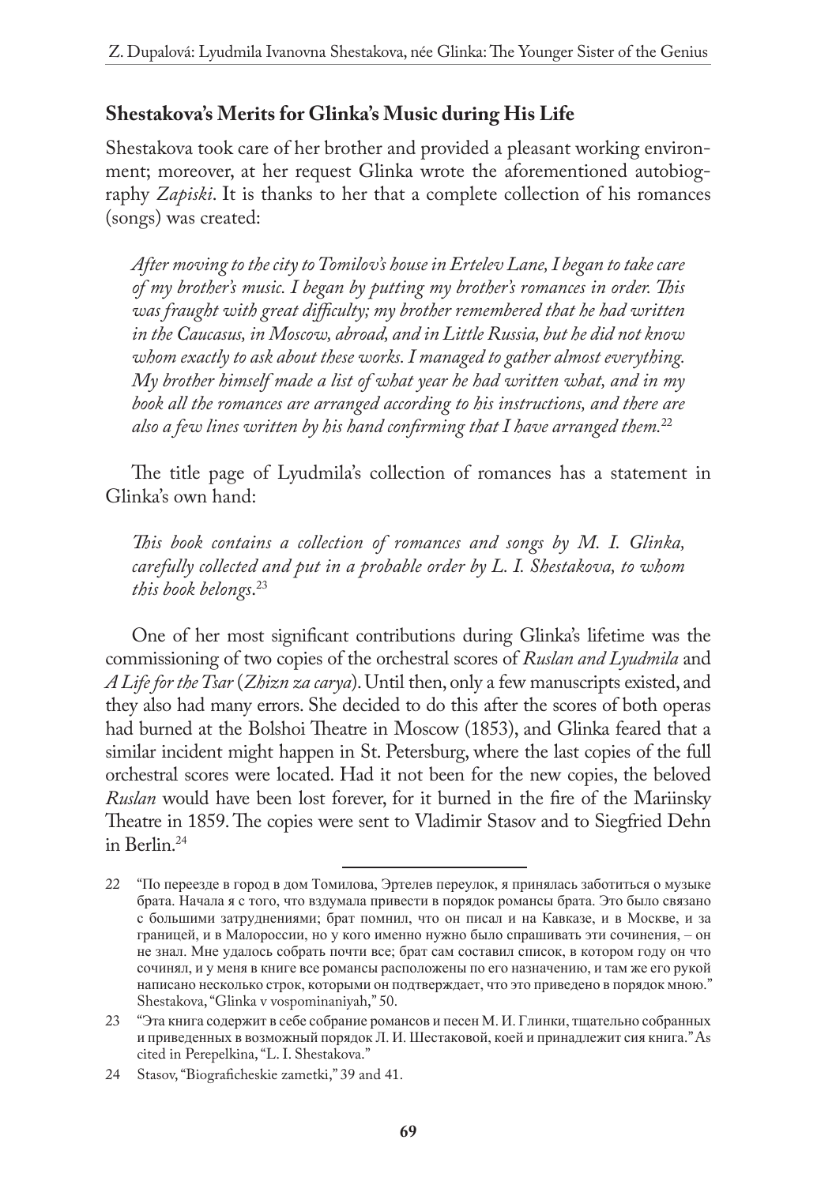## Shestakova's Merits for Glinka's Music during His Life

Shestakova took care of her brother and provided a pleasant working environment; moreover, at her request Glinka wrote the aforementioned autobiography *Zapiski*. It is thanks to her that a complete collection of his romances (songs) was created:

> *After moving to the city to Tomilov's house in Ertelev Lane, I began to take care of my brother's music. I began by putting my brother's romances in order. This was fraught with great difficulty; my brother remembered that he had written in the Caucasus, in Moscow, abroad, and in Little Russia, but he did not know whom exactly to ask about these works. I managed to gather almost everything. My brother himself made a list of what year he had written what, and in my book all the romances are arranged according to his instructions, and there are also a few lines written by his hand confirming that I have arranged them.*[22]

The title page of Lyudmila's collection of romances has a statement in Glinka's own hand:

> *This book contains a collection of romances and songs by M. I. Glinka, carefully collected and put in a probable order by L. I. Shestakova, to whom this book belongs*.[23]

One of her most significant contributions during Glinka's lifetime was the commissioning of two copies of the orchestral scores of *Ruslan and Lyudmila* and *A Life for the Tsar* (*Zhizn za carya*). Until then, only a few manuscripts existed, and they also had many errors. She decided to do this after the scores of both operas had burned at the Bolshoi Theatre in Moscow (1853), and Glinka feared that a similar incident might happen in St. Petersburg, where the last copies of the full orchestral scores were located. Had it not been for the new copies, the beloved *Ruslan* would have been lost forever, for it burned in the fire of the Mariinsky Theatre in 1859. The copies were sent to Vladimir Stasov and to Siegfried Dehn in Berlin.[24]

---

22 "По переезде в город в дом Томилова, Эртелев переулок, я принялась заботиться о музыке брата. Начала я с того, что вздумала привести в порядок романсы брата. Это было связано с большими затруднениями; брат помнил, что он писал и на Кавказе, и в Москве, и за границей, и в Малороссии, но у кого именно нужно было спрашивать эти сочинения, – он не знал. Мне удалось собрать почти все; брат сам составил список, в котором году он что сочинял, и у меня в книге все романсы расположены по его назначению, и там же его рукой написано несколько строк, которыми он подтверждает, что это приведено в порядок мною." Shestakova, "Glinka v vospominaniyah," 50.

23 "Эта книга содержит в себе собрание романсов и песен М. И. Глинки, тщательно собранных и приведенных в возможный порядок Л. И. Шестаковой, коей и принадлежит сия книга." As cited in Perepelkina, "L. I. Shestakova."

24 Stasov, "Biograficheskie zametki," 39 and 41.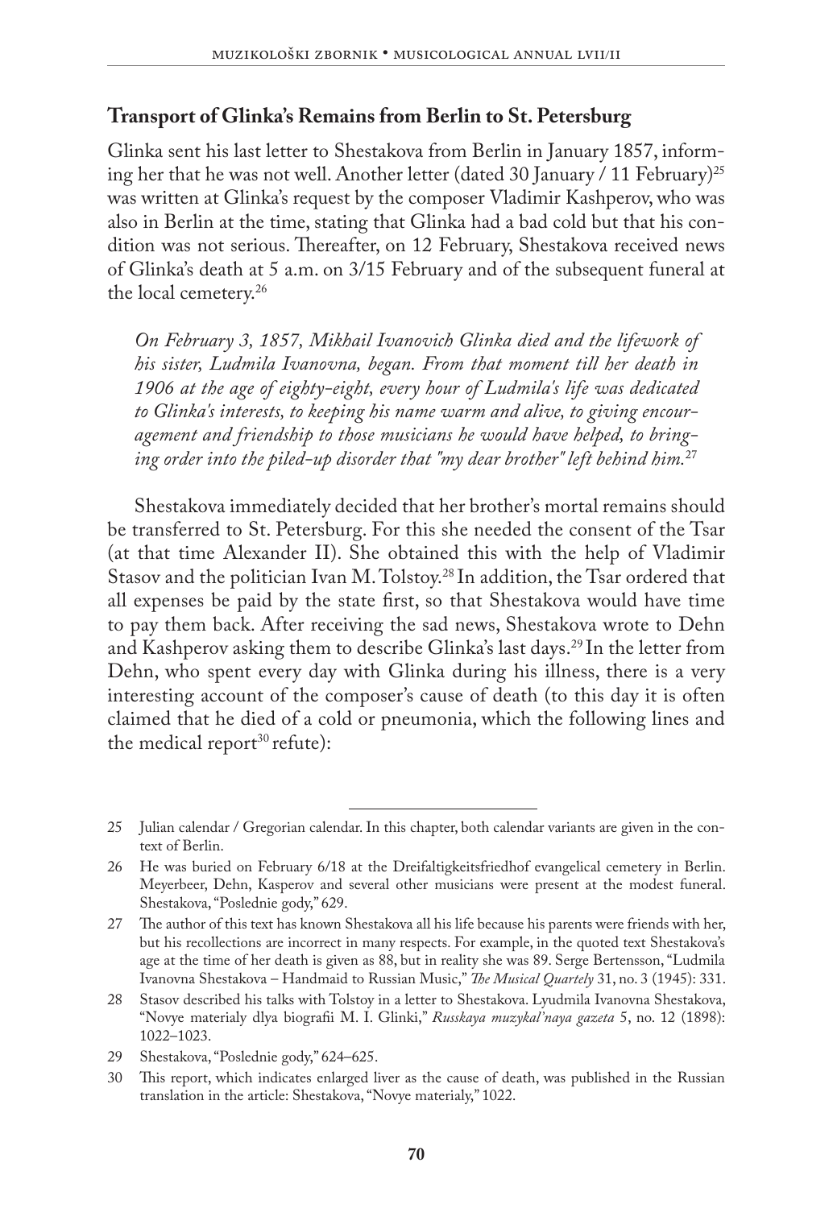## Transport of Glinka's Remains from Berlin to St. Petersburg

Glinka sent his last letter to Shestakova from Berlin in January 1857, informing her that he was not well. Another letter (dated 30 January / 11 February)[25] was written at Glinka's request by the composer Vladimir Kashperov, who was also in Berlin at the time, stating that Glinka had a bad cold but that his condition was not serious. Thereafter, on 12 February, Shestakova received news of Glinka's death at 5 a.m. on 3/15 February and of the subsequent funeral at the local cemetery.[26]

> *On February 3, 1857, Mikhail Ivanovich Glinka died and the lifework of his sister, Ludmila Ivanovna, began. From that moment till her death in 1906 at the age of eighty-eight, every hour of Ludmila's life was dedicated to Glinka's interests, to keeping his name warm and alive, to giving encouragement and friendship to those musicians he would have helped, to bringing order into the piled-up disorder that "my dear brother" left behind him.*[27]

Shestakova immediately decided that her brother's mortal remains should be transferred to St. Petersburg. For this she needed the consent of the Tsar (at that time Alexander II). She obtained this with the help of Vladimir Stasov and the politician Ivan M. Tolstoy.[28] In addition, the Tsar ordered that all expenses be paid by the state first, so that Shestakova would have time to pay them back. After receiving the sad news, Shestakova wrote to Dehn and Kashperov asking them to describe Glinka's last days.[29] In the letter from Dehn, who spent every day with Glinka during his illness, there is a very interesting account of the composer's cause of death (to this day it is often claimed that he died of a cold or pneumonia, which the following lines and the medical report[30] refute):

---

25 Julian calendar / Gregorian calendar. In this chapter, both calendar variants are given in the context of Berlin.

26 He was buried on February 6/18 at the Dreifaltigkeitsfriedhof evangelical cemetery in Berlin. Meyerbeer, Dehn, Kasperov and several other musicians were present at the modest funeral. Shestakova, "Poslednie gody," 629.

27 The author of this text has known Shestakova all his life because his parents were friends with her, but his recollections are incorrect in many respects. For example, in the quoted text Shestakova's age at the time of her death is given as 88, but in reality she was 89. Serge Bertensson, "Ludmila Ivanovna Shestakova – Handmaid to Russian Music," *The Musical Quartely* 31, no. 3 (1945): 331.

28 Stasov described his talks with Tolstoy in a letter to Shestakova. Lyudmila Ivanovna Shestakova, "Novye materialy dlya biografii M. I. Glinki," *Russkaya muzykal'naya gazeta* 5, no. 12 (1898): 1022–1023.

29 Shestakova, "Poslednie gody," 624–625.

30 This report, which indicates enlarged liver as the cause of death, was published in the Russian translation in the article: Shestakova, "Novye materialy," 1022.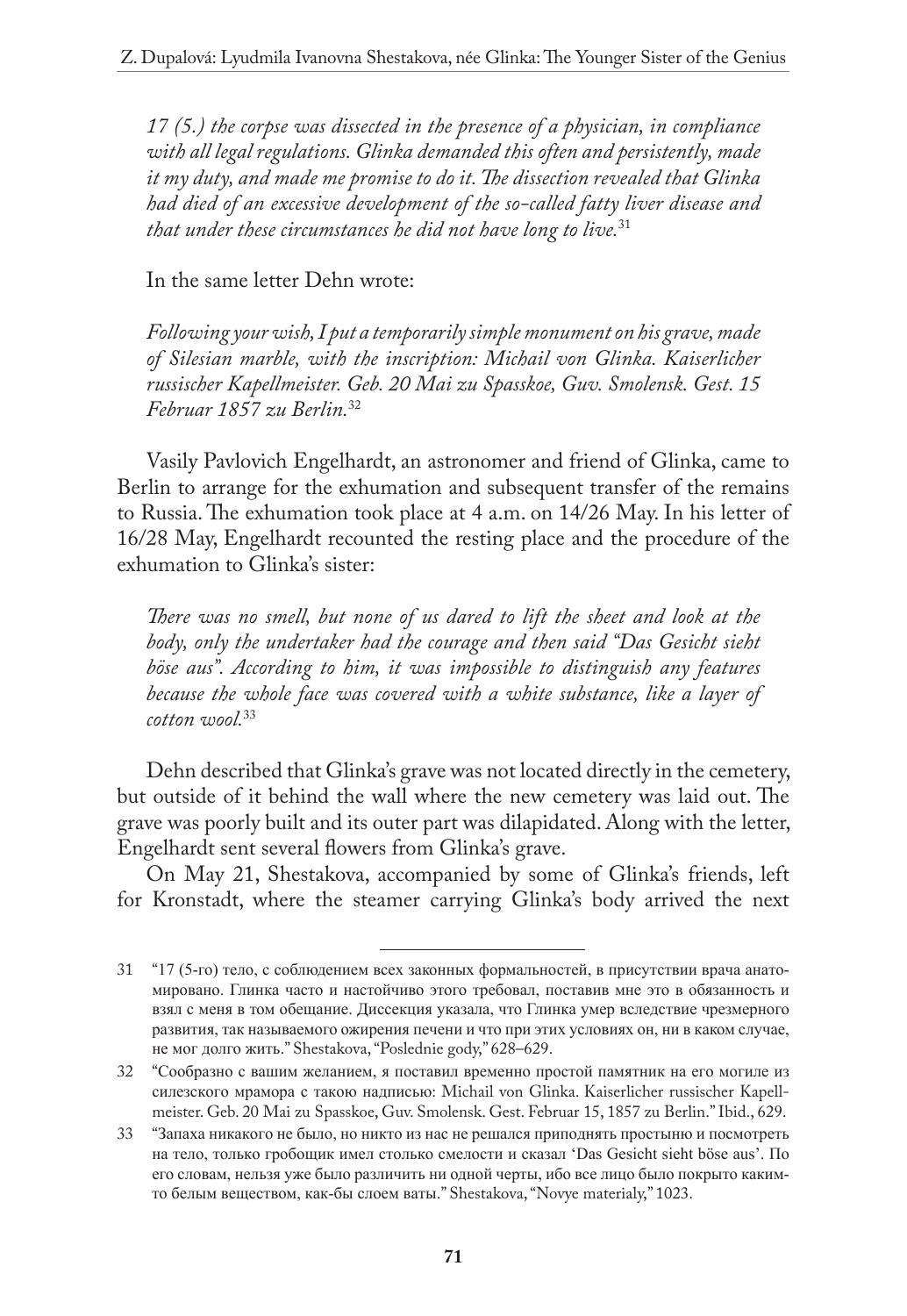*17 (5.) the corpse was dissected in the presence of a physician, in compliance with all legal regulations. Glinka demanded this often and persistently, made it my duty, and made me promise to do it. The dissection revealed that Glinka had died of an excessive development of the so-called fatty liver disease and that under these circumstances he did not have long to live.*[31]

In the same letter Dehn wrote:

*Following your wish, I put a temporarily simple monument on his grave, made of Silesian marble, with the inscription: Michail von Glinka. Kaiserlicher russischer Kapellmeister. Geb. 20 Mai zu Spasskoe, Guv. Smolensk. Gest. 15 Februar 1857 zu Berlin.*[32]

Vasily Pavlovich Engelhardt, an astronomer and friend of Glinka, came to Berlin to arrange for the exhumation and subsequent transfer of the remains to Russia. The exhumation took place at 4 a.m. on 14/26 May. In his letter of 16/28 May, Engelhardt recounted the resting place and the procedure of the exhumation to Glinka's sister:

*There was no smell, but none of us dared to lift the sheet and look at the body, only the undertaker had the courage and then said "Das Gesicht sieht böse aus". According to him, it was impossible to distinguish any features because the whole face was covered with a white substance, like a layer of cotton wool.*[33]

Dehn described that Glinka's grave was not located directly in the cemetery, but outside of it behind the wall where the new cemetery was laid out. The grave was poorly built and its outer part was dilapidated. Along with the letter, Engelhardt sent several flowers from Glinka's grave.

On May 21, Shestakova, accompanied by some of Glinka's friends, left for Kronstadt, where the steamer carrying Glinka's body arrived the next

---

31 "17 (5-го) тело, с соблюдением всех законных формальностей, в присутствии врача анатомировано. Глинка часто и настойчиво этого требовал, поставив мне это в обязанность и взял с меня в том обещание. Диссекция указала, что Глинка умер вследствие чрезмерного развития, так называемого ожирения печени и что при этих условиях он, ни в каком случае, не мог долго жить." Shestakova, "Poslednie gody," 628–629.

32 "Сообразно с вашим желанием, я поставил временно простой памятник на его могиле из силезского мрамора с такою надписью: Michail von Glinka. Kaiserlicher russischer Kapellmeister. Geb. 20 Mai zu Spasskoe, Guv. Smolensk. Gest. Februar 15, 1857 zu Berlin." Ibid., 629.

33 "Запаха никакого не было, но никто из нас не решался приподнять простыню и посмотреть на тело, только гробощик имел столько смелости и сказал 'Das Gesicht sieht böse aus'. По его словам, нельзя уже было различить ни одной черты, ибо все лицо было покрыто каким-то белым веществом, как-бы слоем ваты." Shestakova, "Novye materialy," 1023.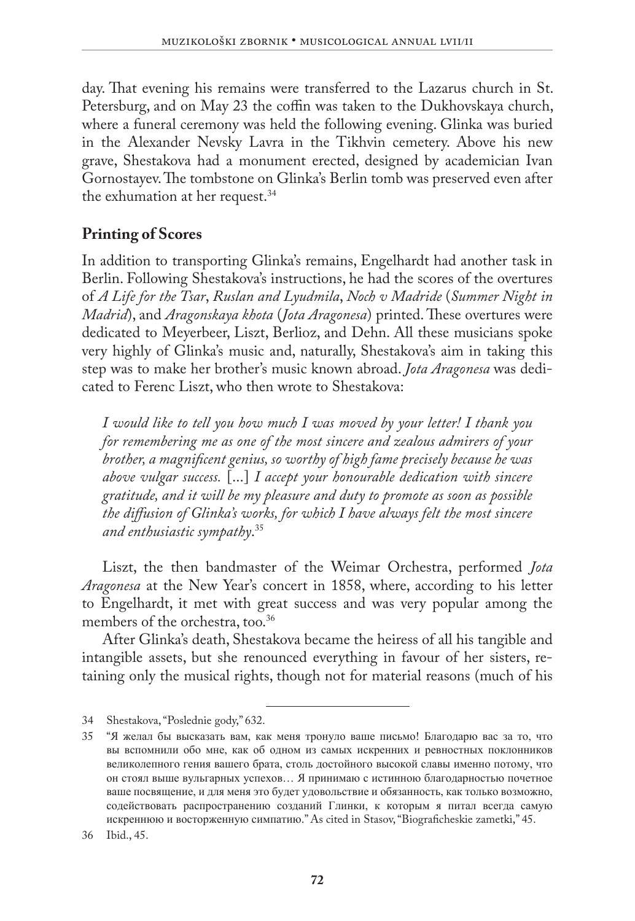day. That evening his remains were transferred to the Lazarus church in St. Petersburg, and on May 23 the coffin was taken to the Dukhovskaya church, where a funeral ceremony was held the following evening. Glinka was buried in the Alexander Nevsky Lavra in the Tikhvin cemetery. Above his new grave, Shestakova had a monument erected, designed by academician Ivan Gornostayev. The tombstone on Glinka's Berlin tomb was preserved even after the exhumation at her request.[34]

## Printing of Scores

In addition to transporting Glinka's remains, Engelhardt had another task in Berlin. Following Shestakova's instructions, he had the scores of the overtures of *A Life for the Tsar*, *Ruslan and Lyudmila*, *Noch v Madride* (*Summer Night in Madrid*), and *Aragonskaya khota* (*Jota Aragonesa*) printed. These overtures were dedicated to Meyerbeer, Liszt, Berlioz, and Dehn. All these musicians spoke very highly of Glinka's music and, naturally, Shestakova's aim in taking this step was to make her brother's music known abroad. *Jota Aragonesa* was dedicated to Ferenc Liszt, who then wrote to Shestakova:

> *I would like to tell you how much I was moved by your letter! I thank you for remembering me as one of the most sincere and zealous admirers of your brother, a magnificent genius, so worthy of high fame precisely because he was above vulgar success.* [...] *I accept your honourable dedication with sincere gratitude, and it will be my pleasure and duty to promote as soon as possible the diffusion of Glinka's works, for which I have always felt the most sincere and enthusiastic sympathy*.[35]

Liszt, the then bandmaster of the Weimar Orchestra, performed *Jota Aragonesa* at the New Year's concert in 1858, where, according to his letter to Engelhardt, it met with great success and was very popular among the members of the orchestra, too.[36]

After Glinka's death, Shestakova became the heiress of all his tangible and intangible assets, but she renounced everything in favour of her sisters, retaining only the musical rights, though not for material reasons (much of his

---

34 Shestakova, "Poslednie gody," 632.

35 "Я желал бы высказать вам, как меня тронуло ваше письмо! Благодарю вас за то, что вы вспомнили обо мне, как об одном из самых искренних и ревностных поклонников великолепного гения вашего брата, столь достойного высокой славы именно потому, что он стоял выше вульгарных успехов… Я принимаю с истинною благодарностью почетное ваше посвящение, и для меня это будет удовольствие и обязанность, как только возможно, содействовать распространению созданий Глинки, к которым я питал всегда самую искреннюю и восторженную симпатию." As cited in Stasov, "Biograficheskie zametki," 45.

36 Ibid., 45.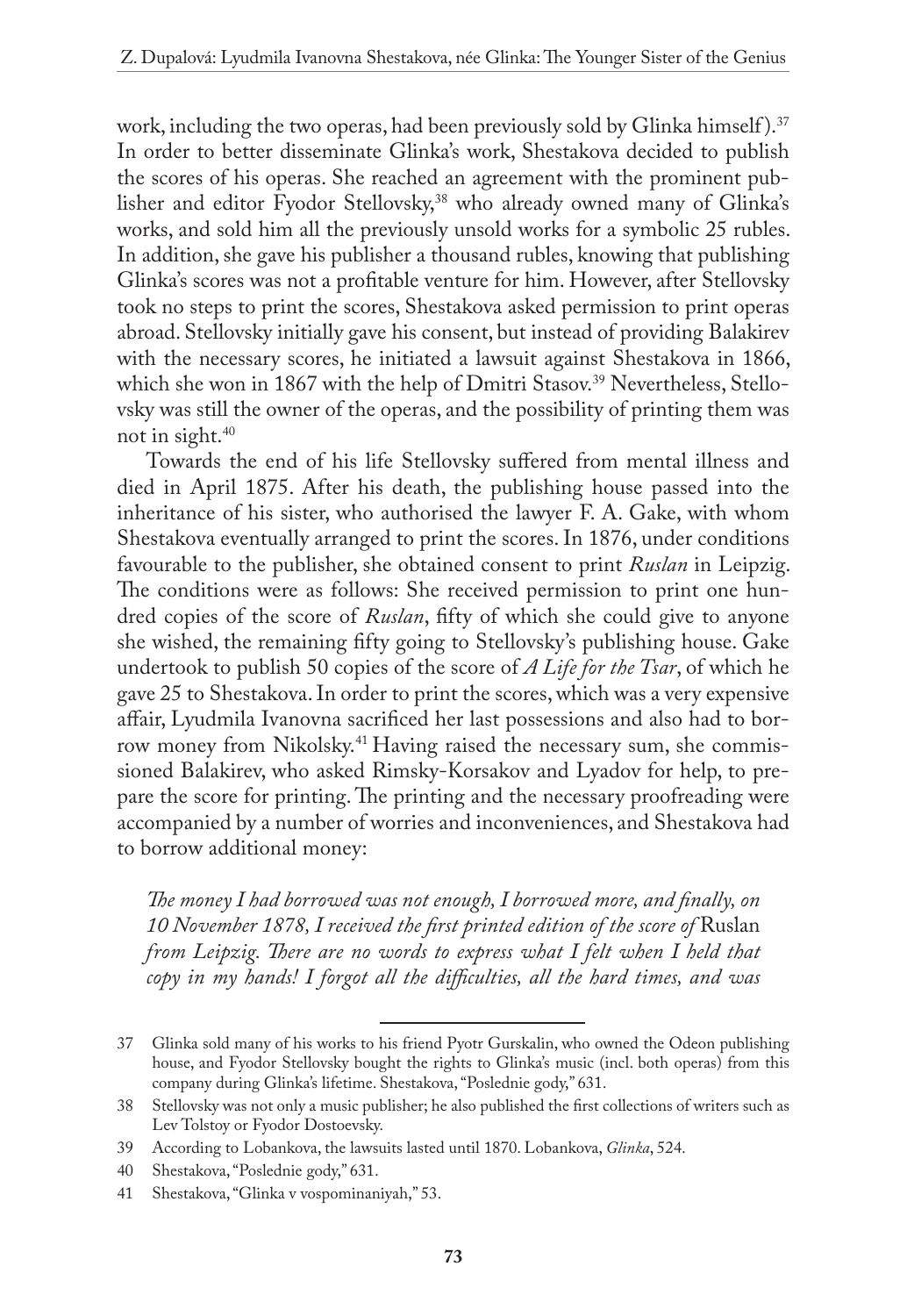work, including the two operas, had been previously sold by Glinka himself).[37] In order to better disseminate Glinka's work, Shestakova decided to publish the scores of his operas. She reached an agreement with the prominent publisher and editor Fyodor Stellovsky,[38] who already owned many of Glinka's works, and sold him all the previously unsold works for a symbolic 25 rubles. In addition, she gave his publisher a thousand rubles, knowing that publishing Glinka's scores was not a profitable venture for him. However, after Stellovsky took no steps to print the scores, Shestakova asked permission to print operas abroad. Stellovsky initially gave his consent, but instead of providing Balakirev with the necessary scores, he initiated a lawsuit against Shestakova in 1866, which she won in 1867 with the help of Dmitri Stasov.[39] Nevertheless, Stellovsky was still the owner of the operas, and the possibility of printing them was not in sight.[40]

Towards the end of his life Stellovsky suffered from mental illness and died in April 1875. After his death, the publishing house passed into the inheritance of his sister, who authorised the lawyer F. A. Gake, with whom Shestakova eventually arranged to print the scores. In 1876, under conditions favourable to the publisher, she obtained consent to print *Ruslan* in Leipzig. The conditions were as follows: She received permission to print one hundred copies of the score of *Ruslan*, fifty of which she could give to anyone she wished, the remaining fifty going to Stellovsky's publishing house. Gake undertook to publish 50 copies of the score of *A Life for the Tsar*, of which he gave 25 to Shestakova. In order to print the scores, which was a very expensive affair, Lyudmila Ivanovna sacrificed her last possessions and also had to borrow money from Nikolsky.[41] Having raised the necessary sum, she commissioned Balakirev, who asked Rimsky-Korsakov and Lyadov for help, to prepare the score for printing. The printing and the necessary proofreading were accompanied by a number of worries and inconveniences, and Shestakova had to borrow additional money:

> *The money I had borrowed was not enough, I borrowed more, and finally, on 10 November 1878, I received the first printed edition of the score of* Ruslan *from Leipzig. There are no words to express what I felt when I held that copy in my hands! I forgot all the difficulties, all the hard times, and was*

---

37 Glinka sold many of his works to his friend Pyotr Gurskalin, who owned the Odeon publishing house, and Fyodor Stellovsky bought the rights to Glinka's music (incl. both operas) from this company during Glinka's lifetime. Shestakova, "Poslednie gody," 631.

38 Stellovsky was not only a music publisher; he also published the first collections of writers such as Lev Tolstoy or Fyodor Dostoevsky.

39 According to Lobankova, the lawsuits lasted until 1870. Lobankova, *Glinka*, 524.

40 Shestakova, "Poslednie gody," 631.

41 Shestakova, "Glinka v vospominaniyah," 53.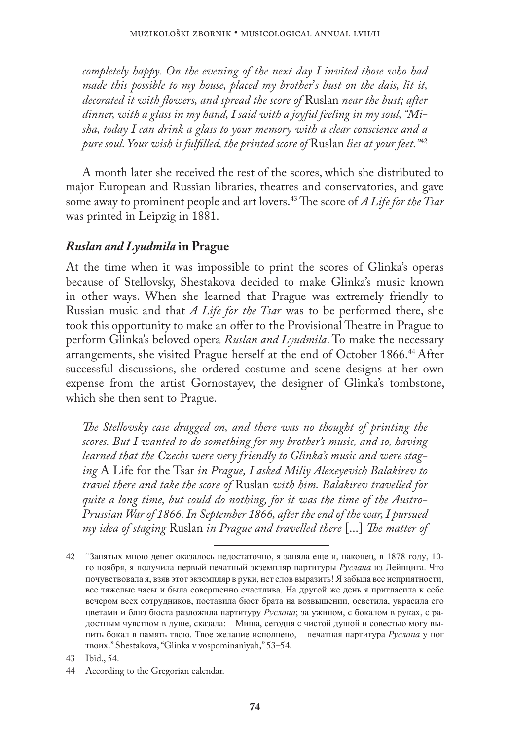*completely happy. On the evening of the next day I invited those who had made this possible to my house, placed my brother's bust on the dais, lit it, decorated it with flowers, and spread the score of* Ruslan *near the bust; after dinner, with a glass in my hand, I said with a joyful feeling in my soul, "Misha, today I can drink a glass to your memory with a clear conscience and a pure soul. Your wish is fulfilled, the printed score of* Ruslan *lies at your feet."*[42]

A month later she received the rest of the scores, which she distributed to major European and Russian libraries, theatres and conservatories, and gave some away to prominent people and art lovers.[43] The score of *A Life for the Tsar* was printed in Leipzig in 1881.

### *Ruslan and Lyudmila* in Prague

At the time when it was impossible to print the scores of Glinka's operas because of Stellovsky, Shestakova decided to make Glinka's music known in other ways. When she learned that Prague was extremely friendly to Russian music and that *A Life for the Tsar* was to be performed there, she took this opportunity to make an offer to the Provisional Theatre in Prague to perform Glinka's beloved opera *Ruslan and Lyudmila*. To make the necessary arrangements, she visited Prague herself at the end of October 1866.[44] After successful discussions, she ordered costume and scene designs at her own expense from the artist Gornostayev, the designer of Glinka's tombstone, which she then sent to Prague.

*The Stellovsky case dragged on, and there was no thought of printing the scores. But I wanted to do something for my brother's music, and so, having learned that the Czechs were very friendly to Glinka's music and were staging* A Life for the Tsar *in Prague, I asked Miliy Alexeyevich Balakirev to travel there and take the score of* Ruslan *with him. Balakirev travelled for quite a long time, but could do nothing, for it was the time of the Austro-Prussian War of 1866. In September 1866, after the end of the war, I pursued my idea of staging* Ruslan *in Prague and travelled there* [...] *The matter of*

---

42 "Занятых мною денег оказалось недостаточно, я заняла еще и, наконец, в 1878 году, 10-го ноября, я получила первый печатный экземпляр партитуры *Руслана* из Лейпцига. Что почувствовала я, взяв этот экземпляр в руки, нет слов выразить! Я забыла все неприятности, все тяжелые часы и была совершенно счастлива. На другой же день я пригласила к себе вечером всех сотрудников, поставила бюст брата на возвышении, осветила, украсила его цветами и близ бюста разложила партитуру *Руслана*; за ужином, с бокалом в руках, с радостным чувством в душе, сказала: – Миша, сегодня с чистой душой и совестью могу выпить бокал в память твою. Твое желание исполнено, – печатная партитура *Руслана* у ног твоих." Shestakova, "Glinka v vospominaniyah," 53–54.

43 Ibid., 54.

44 According to the Gregorian calendar.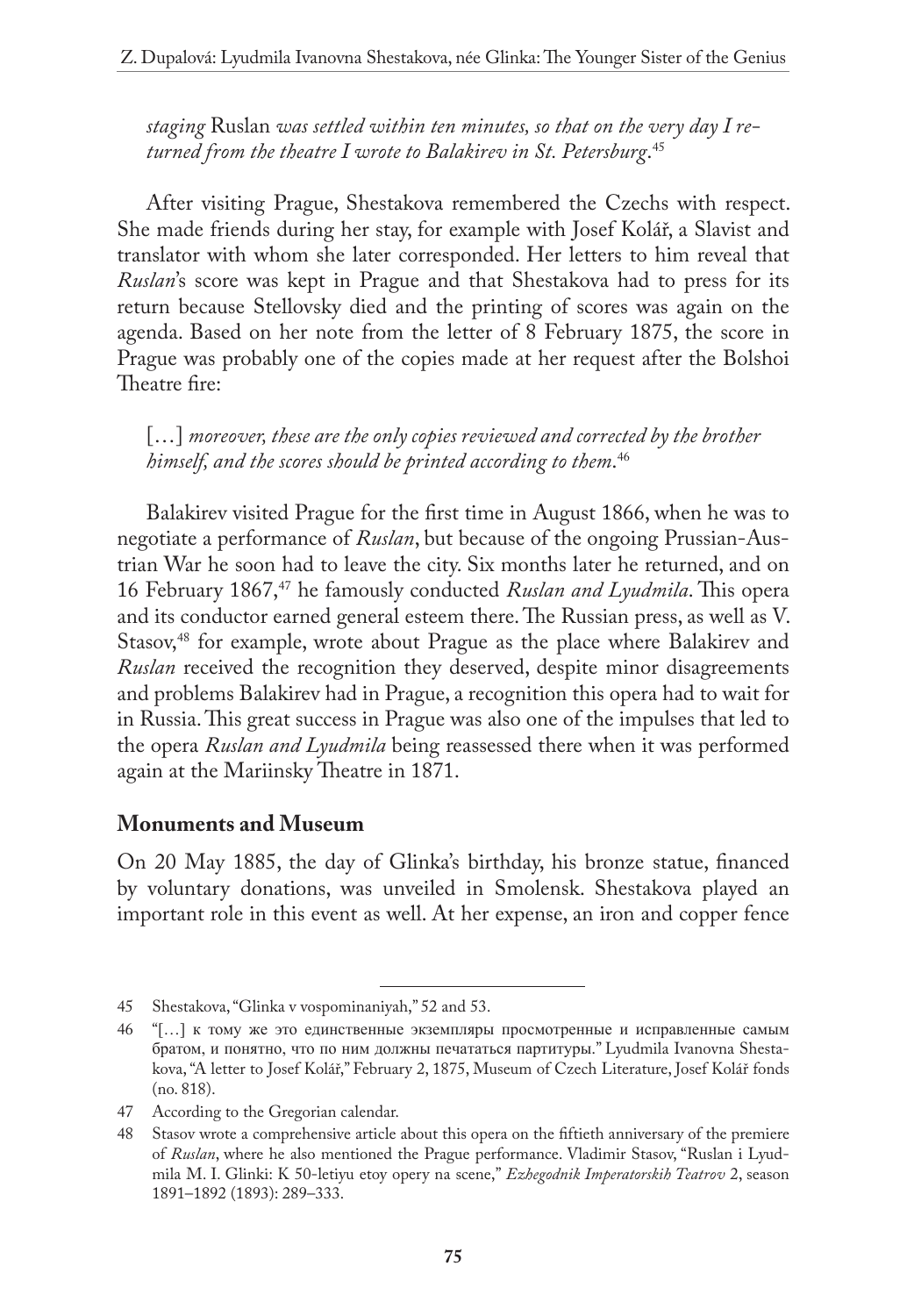*staging* Ruslan *was settled within ten minutes, so that on the very day I returned from the theatre I wrote to Balakirev in St. Petersburg.*[45]

After visiting Prague, Shestakova remembered the Czechs with respect. She made friends during her stay, for example with Josef Kolář, a Slavist and translator with whom she later corresponded. Her letters to him reveal that *Ruslan*'s score was kept in Prague and that Shestakova had to press for its return because Stellovsky died and the printing of scores was again on the agenda. Based on her note from the letter of 8 February 1875, the score in Prague was probably one of the copies made at her request after the Bolshoi Theatre fire:

> […] *moreover, these are the only copies reviewed and corrected by the brother himself, and the scores should be printed according to them.*[46]

Balakirev visited Prague for the first time in August 1866, when he was to negotiate a performance of *Ruslan*, but because of the ongoing Prussian-Austrian War he soon had to leave the city. Six months later he returned, and on 16 February 1867,[47] he famously conducted *Ruslan and Lyudmila*. This opera and its conductor earned general esteem there. The Russian press, as well as V. Stasov,[48] for example, wrote about Prague as the place where Balakirev and *Ruslan* received the recognition they deserved, despite minor disagreements and problems Balakirev had in Prague, a recognition this opera had to wait for in Russia. This great success in Prague was also one of the impulses that led to the opera *Ruslan and Lyudmila* being reassessed there when it was performed again at the Mariinsky Theatre in 1871.

## Monuments and Museum

On 20 May 1885, the day of Glinka's birthday, his bronze statue, financed by voluntary donations, was unveiled in Smolensk. Shestakova played an important role in this event as well. At her expense, an iron and copper fence

---

45 Shestakova, "Glinka v vospominaniyah," 52 and 53.

46 "[…] к тому же это единственные экземпляры просмотренные и исправленные самым братом, и понятно, что по ним должны печататься партитуры." Lyudmila Ivanovna Shestakova, "A letter to Josef Kolář," February 2, 1875, Museum of Czech Literature, Josef Kolář fonds (no. 818).

47 According to the Gregorian calendar.

48 Stasov wrote a comprehensive article about this opera on the fiftieth anniversary of the premiere of *Ruslan*, where he also mentioned the Prague performance. Vladimir Stasov, "Ruslan i Lyudmila M. I. Glinki: K 50-letiyu etoy opery na scene," *Ezhegodnik Imperatorskih Teatrov* 2, season 1891–1892 (1893): 289–333.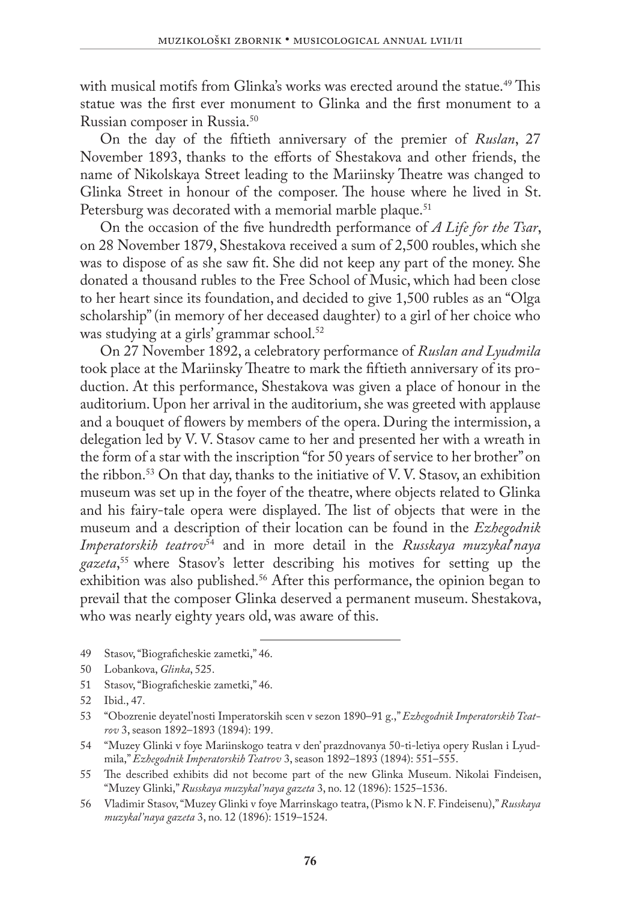with musical motifs from Glinka's works was erected around the statue.[49] This statue was the first ever monument to Glinka and the first monument to a Russian composer in Russia.[50]

On the day of the fiftieth anniversary of the premier of *Ruslan*, 27 November 1893, thanks to the efforts of Shestakova and other friends, the name of Nikolskaya Street leading to the Mariinsky Theatre was changed to Glinka Street in honour of the composer. The house where he lived in St. Petersburg was decorated with a memorial marble plaque.[51]

On the occasion of the five hundredth performance of *A Life for the Tsar*, on 28 November 1879, Shestakova received a sum of 2,500 roubles, which she was to dispose of as she saw fit. She did not keep any part of the money. She donated a thousand rubles to the Free School of Music, which had been close to her heart since its foundation, and decided to give 1,500 rubles as an "Olga scholarship" (in memory of her deceased daughter) to a girl of her choice who was studying at a girls' grammar school.[52]

On 27 November 1892, a celebratory performance of *Ruslan and Lyudmila* took place at the Mariinsky Theatre to mark the fiftieth anniversary of its production. At this performance, Shestakova was given a place of honour in the auditorium. Upon her arrival in the auditorium, she was greeted with applause and a bouquet of flowers by members of the opera. During the intermission, a delegation led by V. V. Stasov came to her and presented her with a wreath in the form of a star with the inscription "for 50 years of service to her brother" on the ribbon.[53] On that day, thanks to the initiative of V. V. Stasov, an exhibition museum was set up in the foyer of the theatre, where objects related to Glinka and his fairy-tale opera were displayed. The list of objects that were in the museum and a description of their location can be found in the *Ezhegodnik Imperatorskih teatrov*[54] and in more detail in the *Russkaya muzykal'naya gazeta*,[55] where Stasov's letter describing his motives for setting up the exhibition was also published.[56] After this performance, the opinion began to prevail that the composer Glinka deserved a permanent museum. Shestakova, who was nearly eighty years old, was aware of this.

---

49 Stasov, "Biograficheskie zametki," 46.

50 Lobankova, *Glinka*, 525.

51 Stasov, "Biograficheskie zametki," 46.

52 Ibid., 47.

53 "Obozrenie deyatel'nosti Imperatorskih scen v sezon 1890–91 g.," *Ezhegodnik Imperatorskih Teatrov* 3, season 1892–1893 (1894): 199.

54 "Muzey Glinki v foye Mariinskogo teatra v den' prazdnovanya 50-ti-letiya opery Ruslan i Lyudmila," *Ezhegodnik Imperatorskih Teatrov* 3, season 1892–1893 (1894): 551–555.

55 The described exhibits did not become part of the new Glinka Museum. Nikolai Findeisen, "Muzey Glinki," *Russkaya muzykal'naya gazeta* 3, no. 12 (1896): 1525–1536.

56 Vladimir Stasov, "Muzey Glinki v foye Marrinskago teatra, (Pismo k N. F. Findeisenu)," *Russkaya muzykal'naya gazeta* 3, no. 12 (1896): 1519–1524.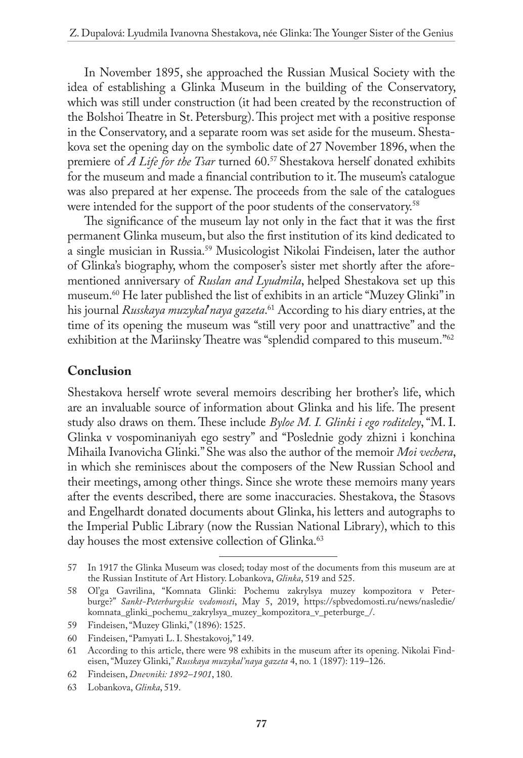In November 1895, she approached the Russian Musical Society with the idea of establishing a Glinka Museum in the building of the Conservatory, which was still under construction (it had been created by the reconstruction of the Bolshoi Theatre in St. Petersburg). This project met with a positive response in the Conservatory, and a separate room was set aside for the museum. Shestakova set the opening day on the symbolic date of 27 November 1896, when the premiere of *A Life for the Tsar* turned 60.[57] Shestakova herself donated exhibits for the museum and made a financial contribution to it. The museum's catalogue was also prepared at her expense. The proceeds from the sale of the catalogues were intended for the support of the poor students of the conservatory.[58]

The significance of the museum lay not only in the fact that it was the first permanent Glinka museum, but also the first institution of its kind dedicated to a single musician in Russia.[59] Musicologist Nikolai Findeisen, later the author of Glinka's biography, whom the composer's sister met shortly after the aforementioned anniversary of *Ruslan and Lyudmila*, helped Shestakova set up this museum.[60] He later published the list of exhibits in an article "Muzey Glinki" in his journal *Russkaya muzykal'naya gazeta*.[61] According to his diary entries, at the time of its opening the museum was "still very poor and unattractive" and the exhibition at the Mariinsky Theatre was "splendid compared to this museum."[62]

## Conclusion

Shestakova herself wrote several memoirs describing her brother's life, which are an invaluable source of information about Glinka and his life. The present study also draws on them. These include *Byloe M. I. Glinki i ego roditeley*, "M. I. Glinka v vospominaniyah ego sestry" and "Poslednie gody zhizni i konchina Mihaila Ivanovicha Glinki." She was also the author of the memoir *Moi vechera*, in which she reminisces about the composers of the New Russian School and their meetings, among other things. Since she wrote these memoirs many years after the events described, there are some inaccuracies. Shestakova, the Stasovs and Engelhardt donated documents about Glinka, his letters and autographs to the Imperial Public Library (now the Russian National Library), which to this day houses the most extensive collection of Glinka.[63]

---

57 In 1917 the Glinka Museum was closed; today most of the documents from this museum are at the Russian Institute of Art History. Lobankova, *Glinka*, 519 and 525.

58 Ol'ga Gavrilina, "Komnata Glinki: Pochemu zakrylsya muzey kompozitora v Peterburge?" *Sankt-Peterburgskie vedomosti*, May 5, 2019, https://spbvedomosti.ru/news/nasledie/komnata_glinki_pochemu_zakrylsya_muzey_kompozitora_v_peterburge_/.

59 Findeisen, "Muzey Glinki," (1896): 1525.

60 Findeisen, "Pamyati L. I. Shestakovoj," 149.

61 According to this article, there were 98 exhibits in the museum after its opening. Nikolai Findeisen, "Muzey Glinki," *Russkaya muzykal'naya gazeta* 4, no. 1 (1897): 119–126.

62 Findeisen, *Dnevniki: 1892–1901*, 180.

63 Lobankova, *Glinka*, 519.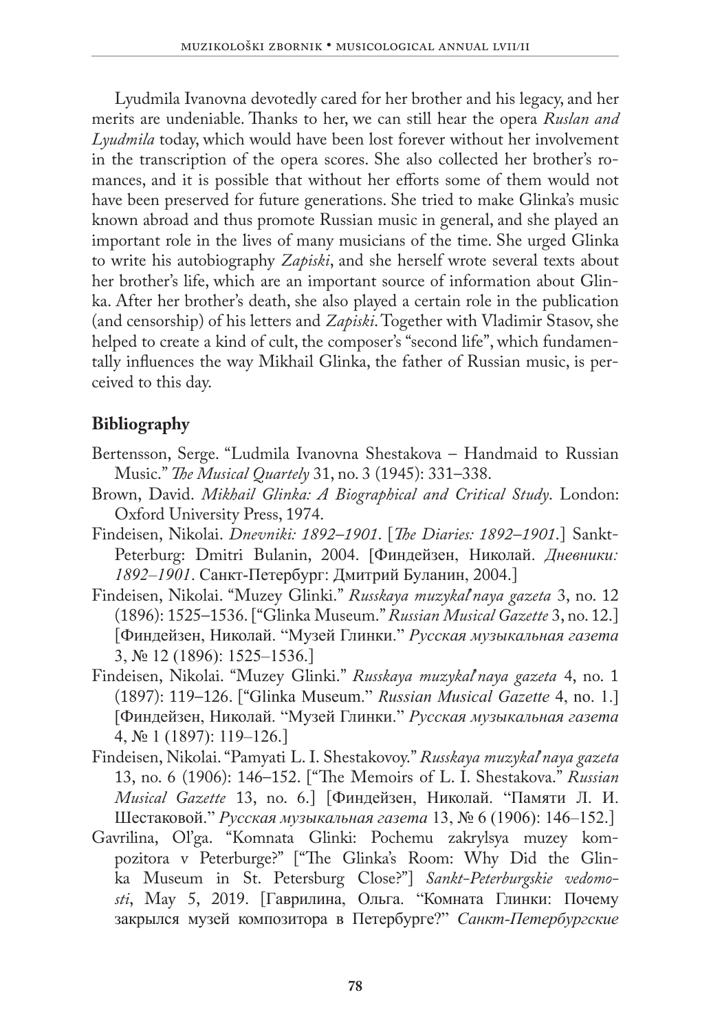Lyudmila Ivanovna devotedly cared for her brother and his legacy, and her merits are undeniable. Thanks to her, we can still hear the opera *Ruslan and Lyudmila* today, which would have been lost forever without her involvement in the transcription of the opera scores. She also collected her brother's romances, and it is possible that without her efforts some of them would not have been preserved for future generations. She tried to make Glinka's music known abroad and thus promote Russian music in general, and she played an important role in the lives of many musicians of the time. She urged Glinka to write his autobiography *Zapiski*, and she herself wrote several texts about her brother's life, which are an important source of information about Glinka. After her brother's death, she also played a certain role in the publication (and censorship) of his letters and *Zapiski*. Together with Vladimir Stasov, she helped to create a kind of cult, the composer's "second life", which fundamentally influences the way Mikhail Glinka, the father of Russian music, is perceived to this day.

## Bibliography

Bertensson, Serge. "Ludmila Ivanovna Shestakova – Handmaid to Russian Music." *The Musical Quartely* 31, no. 3 (1945): 331–338.

Brown, David. *Mikhail Glinka: A Biographical and Critical Study*. London: Oxford University Press, 1974.

Findeisen, Nikolai. *Dnevniki: 1892–1901*. [*The Diaries: 1892–1901*.] Sankt-Peterburg: Dmitri Bulanin, 2004. [Финдейзен, Николай. *Дневники: 1892–1901*. Санкт-Петербург: Дмитрий Буланин, 2004.]

Findeisen, Nikolai. "Muzey Glinki." *Russkaya muzykal'naya gazeta* 3, no. 12 (1896): 1525–1536. ["Glinka Museum." *Russian Musical Gazette* 3, no. 12.] [Финдейзен, Николай. "Музей Глинки." *Русская музыкальная газета* 3, № 12 (1896): 1525–1536.]

Findeisen, Nikolai. "Muzey Glinki." *Russkaya muzykal'naya gazeta* 4, no. 1 (1897): 119–126. ["Glinka Museum." *Russian Musical Gazette* 4, no. 1.] [Финдейзен, Николай. "Музей Глинки." *Русская музыкальная газета* 4, № 1 (1897): 119–126.]

Findeisen, Nikolai. "Pamyati L. I. Shestakovoy." *Russkaya muzykal'naya gazeta* 13, no. 6 (1906): 146–152. ["The Memoirs of L. I. Shestakova." *Russian Musical Gazette* 13, no. 6.] [Финдейзен, Николай. "Памяти Л. И. Шестаковой." *Русская музыкальная газета* 13, № 6 (1906): 146–152.]

Gavrilina, Ol'ga. "Komnata Glinki: Pochemu zakrylsya muzey kompozitora v Peterburge?" ["The Glinka's Room: Why Did the Glinka Museum in St. Petersburg Close?"] *Sankt-Peterburgskie vedomosti*, May 5, 2019. [Гаврилина, Ольга. "Комната Глинки: Почему закрылся музей композитора в Петербурге?" *Санкт-Петербургские*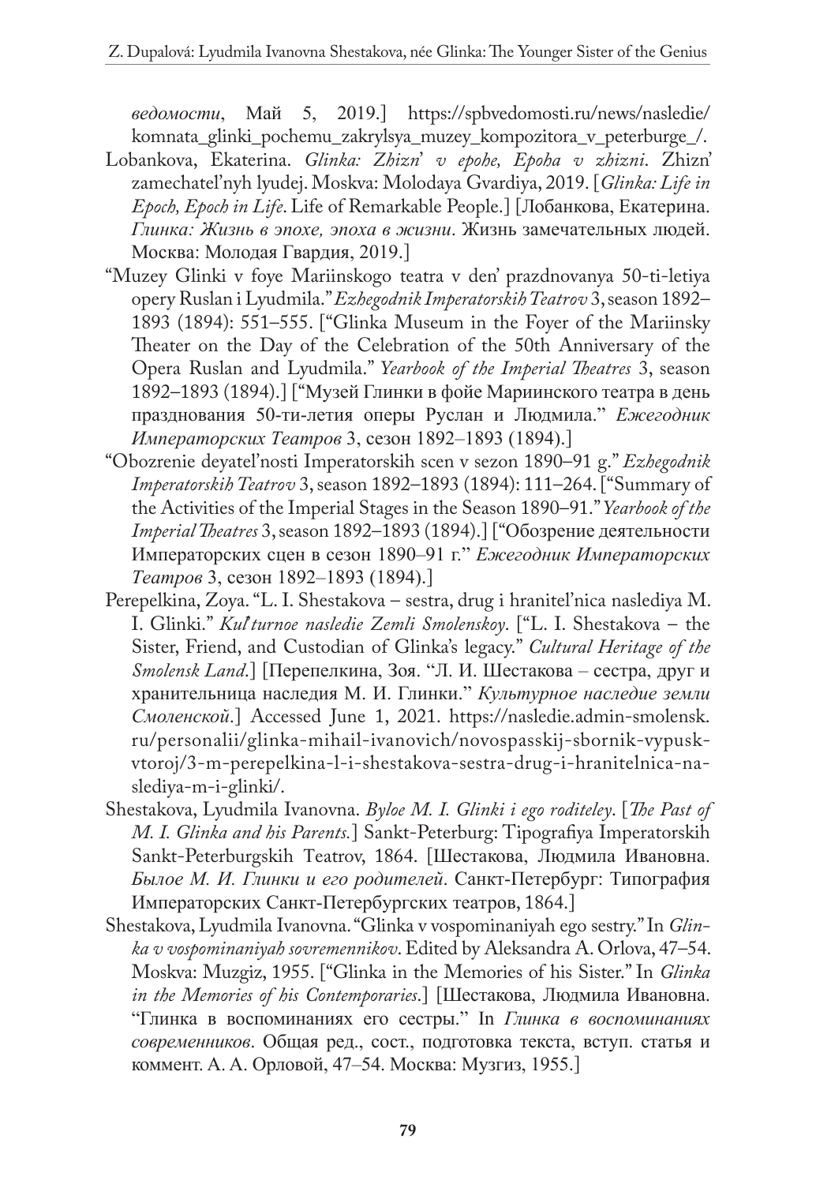*ведомости*, Май 5, 2019.] https://spbvedomosti.ru/news/nasledie/komnata_glinki_pochemu_zakrylsya_muzey_kompozitora_v_peterburge_/.

Lobankova, Ekaterina. *Glinka: Zhizn' v epohe, Epoha v zhizni*. Zhizn' zamechatel'nyh lyudej. Moskva: Molodaya Gvardiya, 2019. [*Glinka: Life in Epoch, Epoch in Life*. Life of Remarkable People.] [Лобанкова, Екатерина. *Глинка: Жизнь в эпохе, эпоха в жизни*. Жизнь замечательных людей. Москва: Молодая Гвардия, 2019.]

"Muzey Glinki v foye Mariinskogo teatra v den' prazdnovanya 50-ti-letiya opery Ruslan i Lyudmila." *Ezhegodnik Imperatorskih Teatrov* 3, season 1892–1893 (1894): 551–555. ["Glinka Museum in the Foyer of the Mariinsky Theater on the Day of the Celebration of the 50th Anniversary of the Opera Ruslan and Lyudmila." *Yearbook of the Imperial Theatres* 3, season 1892–1893 (1894).] ["Музей Глинки в фойе Мариинского театра в день празднования 50-ти-летия оперы Руслан и Людмила." *Ежегодник Императорских Театров* 3, сезон 1892–1893 (1894).]

"Obozrenie deyatel'nosti Imperatorskih scen v sezon 1890–91 g." *Ezhegodnik Imperatorskih Teatrov* 3, season 1892–1893 (1894): 111–264. ["Summary of the Activities of the Imperial Stages in the Season 1890–91." *Yearbook of the Imperial Theatres* 3, season 1892–1893 (1894).] ["Обозрение деятельности Императорских сцен в сезон 1890–91 г." *Ежегодник Императорских Театров* 3, сезон 1892–1893 (1894).]

Perepelkina, Zoya. "L. I. Shestakova – sestra, drug i hranitel'nica naslediya M. I. Glinki." *Kul'turnoe nasledie Zemli Smolenskoy*. ["L. I. Shestakova – the Sister, Friend, and Custodian of Glinka's legacy." *Cultural Heritage of the Smolensk Land*.] [Перепелкина, Зоя. "Л. И. Шестакова – сестра, друг и хранительница наследия М. И. Глинки." *Культурное наследие земли Смоленской*.] Accessed June 1, 2021. https://nasledie.admin-smolensk.ru/personalii/glinka-mihail-ivanovich/novospasskij-sbornik-vypusk-vtoroj/3-m-perepelkina-l-i-shestakova-sestra-drug-i-hranitelnica-naslediya-m-i-glinki/.

Shestakova, Lyudmila Ivanovna. *Byloe M. I. Glinki i ego roditeley*. [*The Past of M. I. Glinka and his Parents.*] Sankt-Peterburg: Tipografiya Imperatorskih Sankt-Peterburgskih Teatrov, 1864. [Шестакова, Людмила Ивановна. *Былое М. И. Глинки и его родителей*. Санкт-Петербург: Типография Императорских Санкт-Петербургских театров, 1864.]

Shestakova, Lyudmila Ivanovna. "Glinka v vospominaniyah ego sestry." In *Glinka v vospominaniyah sovremennikov*. Edited by Aleksandra A. Orlova, 47–54. Moskva: Muzgiz, 1955. ["Glinka in the Memories of his Sister." In *Glinka in the Memories of his Contemporaries*.] [Шестакова, Людмила Ивановна. "Глинка в воспоминаниях его сестры." In *Глинка в воспоминаниях современников*. Общая ред., сост., подготовка текста, вступ. статья и коммент. А. А. Орловой, 47–54. Москва: Музгиз, 1955.]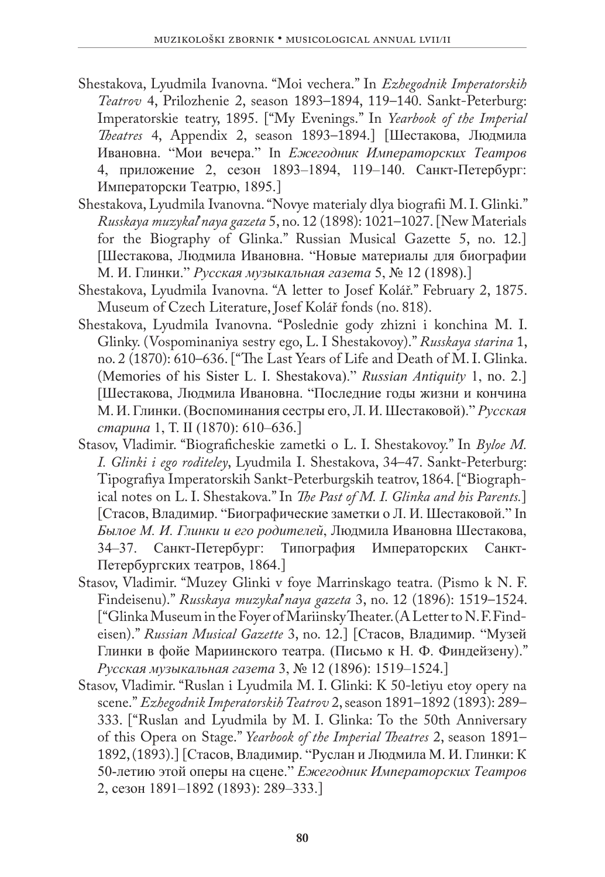Shestakova, Lyudmila Ivanovna. "Moi vechera." In *Ezhegodnik Imperatorskih Teatrov* 4, Prilozhenie 2, season 1893–1894, 119–140. Sankt-Peterburg: Imperatorskie teatry, 1895. ["My Evenings." In *Yearbook of the Imperial Theatres* 4, Appendix 2, season 1893–1894.] [Шестакова, Людмила Ивановна. "Мои вечера." In *Ежегодник Императорских Театров* 4, приложение 2, сезон 1893–1894, 119–140. Санкт-Петербург: Императорски Театрю, 1895.]

Shestakova, Lyudmila Ivanovna. "Novye materialy dlya biografii M. I. Glinki." *Russkaya muzykal'naya gazeta* 5, no. 12 (1898): 1021–1027. [New Materials for the Biography of Glinka." Russian Musical Gazette 5, no. 12.] [Шестакова, Людмила Ивановна. "Новые материалы для биографии М. И. Глинки." *Русская музыкальная газета* 5, № 12 (1898).]

Shestakova, Lyudmila Ivanovna. "A letter to Josef Kolář." February 2, 1875. Museum of Czech Literature, Josef Kolář fonds (no. 818).

Shestakova, Lyudmila Ivanovna. "Poslednie gody zhizni i konchina M. I. Glinky. (Vospominaniya sestry ego, L. I Shestakovoy)." *Russkaya starina* 1, no. 2 (1870): 610–636. ["The Last Years of Life and Death of M. I. Glinka. (Memories of his Sister L. I. Shestakova)." *Russian Antiquity* 1, no. 2.] [Шестакова, Людмила Ивановна. "Последние годы жизни и кончина М. И. Глинки. (Воспоминания сестры его, Л. И. Шестаковой)." *Русская старина* 1, Т. II (1870): 610–636.]

Stasov, Vladimir. "Biograficheskie zametki o L. I. Shestakovoy." In *Byloe M. I. Glinki i ego roditeley*, Lyudmila I. Shestakova, 34–47. Sankt-Peterburg: Tipografiya Imperatorskih Sankt-Peterburgskih teatrov, 1864. ["Biographical notes on L. I. Shestakova." In *The Past of M. I. Glinka and his Parents.*] [Стасов, Владимир. "Биографические заметки о Л. И. Шестаковой." In *Былое М. И. Глинки и его родителей*, Людмила Ивановна Шестакова, 34–37. Санкт-Петербург: Типография Императорских Санкт-Петербургских театров, 1864.]

Stasov, Vladimir. "Muzey Glinki v foye Marrinskago teatra. (Pismo k N. F. Findeisenu)." *Russkaya muzykal'naya gazeta* 3, no. 12 (1896): 1519–1524. ["Glinka Museum in the Foyer of Mariinsky Theater. (A Letter to N. F. Findeisen)." *Russian Musical Gazette* 3, no. 12.] [Стасов, Владимир. "Музей Глинки в фойе Мариинского театра. (Письмо к Н. Ф. Финдейзену)." *Русская музыкальная газета* 3, № 12 (1896): 1519–1524.]

Stasov, Vladimir. "Ruslan i Lyudmila M. I. Glinki: K 50-letiyu etoy opery na scene." *Ezhegodnik Imperatorskih Teatrov* 2, season 1891–1892 (1893): 289–333. ["Ruslan and Lyudmila by M. I. Glinka: To the 50th Anniversary of this Opera on Stage." *Yearbook of the Imperial Theatres* 2, season 1891–1892, (1893).] [Стасов, Владимир. "Руслан и Людмила М. И. Глинки: К 50-летию этой оперы на сцене." *Ежегодник Императорских Театров* 2, сезон 1891–1892 (1893): 289–333.]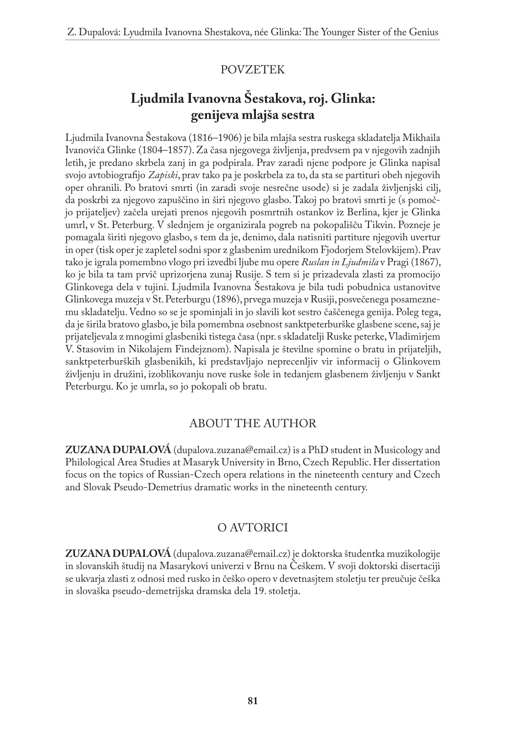## POVZETEK

## Ljudmila Ivanovna Šestakova, roj. Glinka: genijeva mlajša sestra

Ljudmila Ivanovna Šestakova (1816–1906) je bila mlajša sestra ruskega skladatelja Mikhaila Ivanoviča Glinke (1804–1857). Za časa njegovega življenja, predvsem pa v njegovih zadnjih letih, je predano skrbela zanj in ga podpirala. Prav zaradi njene podpore je Glinka napisal svojo avtobiografijo *Zapiski*, prav tako pa je poskrbela za to, da sta se partituri obeh njegovih oper ohranili. Po bratovi smrti (in zaradi svoje nesrečne usode) si je zadala življenjski cilj, da poskrbi za njegovo zapuščino in širi njegovo glasbo. Takoj po bratovi smrti je (s pomočjo prijateljev) začela urejati prenos njegovih posmrtnih ostankov iz Berlina, kjer je Glinka umrl, v St. Peterburg. V slednjem je organizirala pogreb na pokopališču Tikvin. Pozneje je pomagala širiti njegovo glasbo, s tem da je, denimo, dala natisniti partiture njegovih uvertur in oper (tisk oper je zapletel sodni spor z glasbenim urednikom Fjodorjem Stelovkijem). Prav tako je igrala pomembno vlogo pri izvedbi ljube mu opere *Ruslan in Ljudmila* v Pragi (1867), ko je bila ta tam prvič uprizorjena zunaj Rusije. S tem si je prizadevala zlasti za promocijo Glinkovega dela v tujini. Ljudmila Ivanovna Šestakova je bila tudi pobudnica ustanovitve Glinkovega muzeja v St. Peterburgu (1896), prvega muzeja v Rusiji, posvečenega posameznemu skladatelju. Vedno so se je spominjali in jo slavili kot sestro čaščenega genija. Poleg tega, da je širila bratovo glasbo, je bila pomembna osebnost sanktpeterburške glasbene scene, saj je prijateljevala z mnogimi glasbeniki tistega časa (npr. s skladatelji Ruske peterke, Vladimirjem V. Stasovim in Nikolajem Findejznom). Napisala je številne spomine o bratu in prijateljih, sanktpeterburških glasbenikih, ki predstavljajo neprecenljiv vir informacij o Glinkovem življenju in družini, izoblikovanju nove ruske šole in tedanjem glasbenem življenju v Sankt Peterburgu. Ko je umrla, so jo pokopali ob bratu.

## ABOUT THE AUTHOR

**ZUZANA DUPALOVÁ** (dupalova.zuzana@email.cz) is a PhD student in Musicology and Philological Area Studies at Masaryk University in Brno, Czech Republic. Her dissertation focus on the topics of Russian-Czech opera relations in the nineteenth century and Czech and Slovak Pseudo-Demetrius dramatic works in the nineteenth century.

## O AVTORICI

**ZUZANA DUPALOVÁ** (dupalova.zuzana@email.cz) je doktorska študentka muzikologije in slovanskih študij na Masarykovi univerzi v Brnu na Češkem. V svoji doktorski disertaciji se ukvarja zlasti z odnosi med rusko in češko opero v devetnajstem stoletju ter preučuje češka in slovaška pseudo-demetrijska dramska dela 19. stoletja.